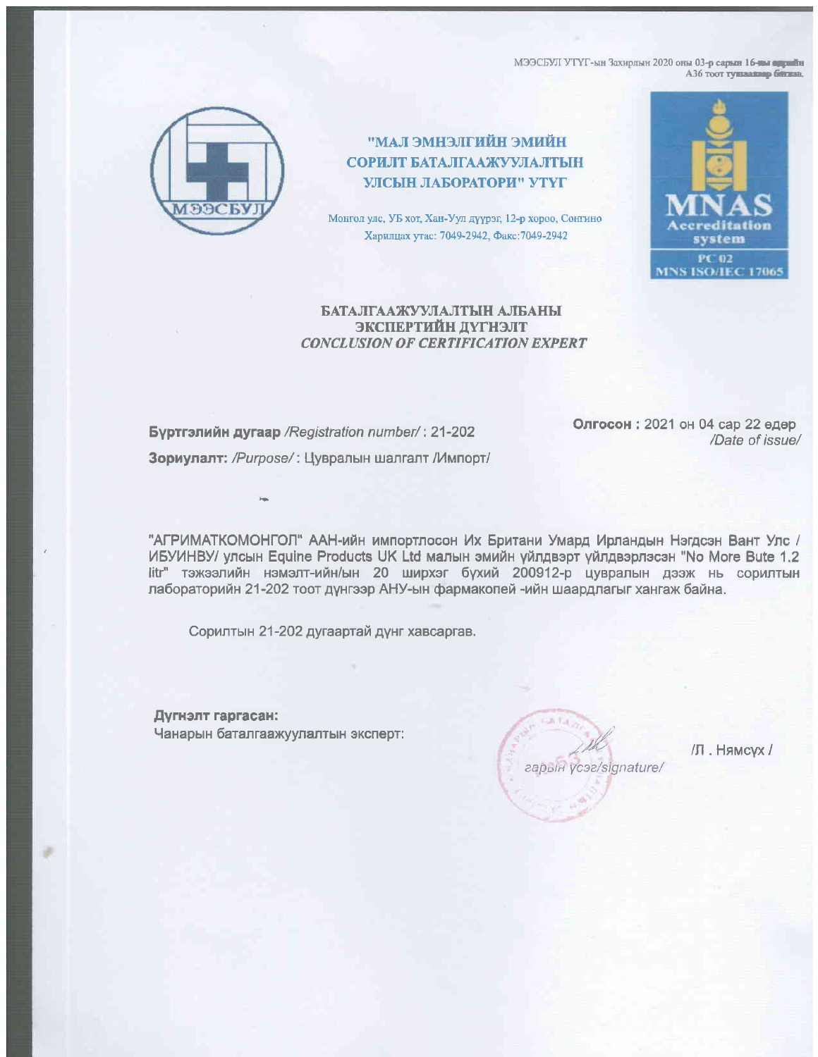МЭЭСБУЛ УТҮГ-ын Захирлын 2020 оны 03-р сарын 16-ны өдрийн A36 тоот тушаалаар батлав.

МЭЭСБУЛ

# "МАЛ ЭМНЭЛГИЙН ЭМИЙН СОРИЛТ БАТАЛГААЖУУЛАЛТЫН УЛСЫН ЛАБОРАТОРИ" УТҮГ

Монгол улс, УБ хот, Хан-Уул дүүрэг, 12-р хороо, Сонгино
Харилцах утас: 7049-2942, Факс:7049-2942

MNAS Accreditation system
PC 02
MNS ISO/IEC 17065

## БАТАЛГААЖУУЛАЛТЫН АЛБАНЫ ЭКСПЕРТИЙН ДҮГНЭЛТ
## *CONCLUSION OF CERTIFICATION EXPERT*

**Бүртгэлийн дугаар** */Registration number/* : 21-202

**Олгосон :** 2021 он 04 сар 22 өдөр */Date of issue/*

**Зориулалт:** */Purpose/* : Цувралын шалгалт /Импорт/

"АГРИМАТКОМОНГОЛ" ААН-ийн импортлосон Их Британи Умард Ирландын Нэгдсэн Вант Улс / ИБУИНВУ/ улсын Equine Products UK Ltd малын эмийн үйлдвэрт үйлдвэрлэсэн "No More Bute 1.2 litr" тэжээлийн нэмэлт-ийн/ын 20 ширхэг бүхий 200912-р цувралын дээж нь сорилтын лабораторийн 21-202 тоот дүнгээр АНУ-ын фармакопей -ийн шаардлагыг хангаж байна.

Сорилтын 21-202 дугаартай дүнг хавсаргав.

**Дүгнэлт гаргасан:**
Чанарын баталгаажуулалтын эксперт:

*гарын үсэг/signature/*

/Л . Нямсүх /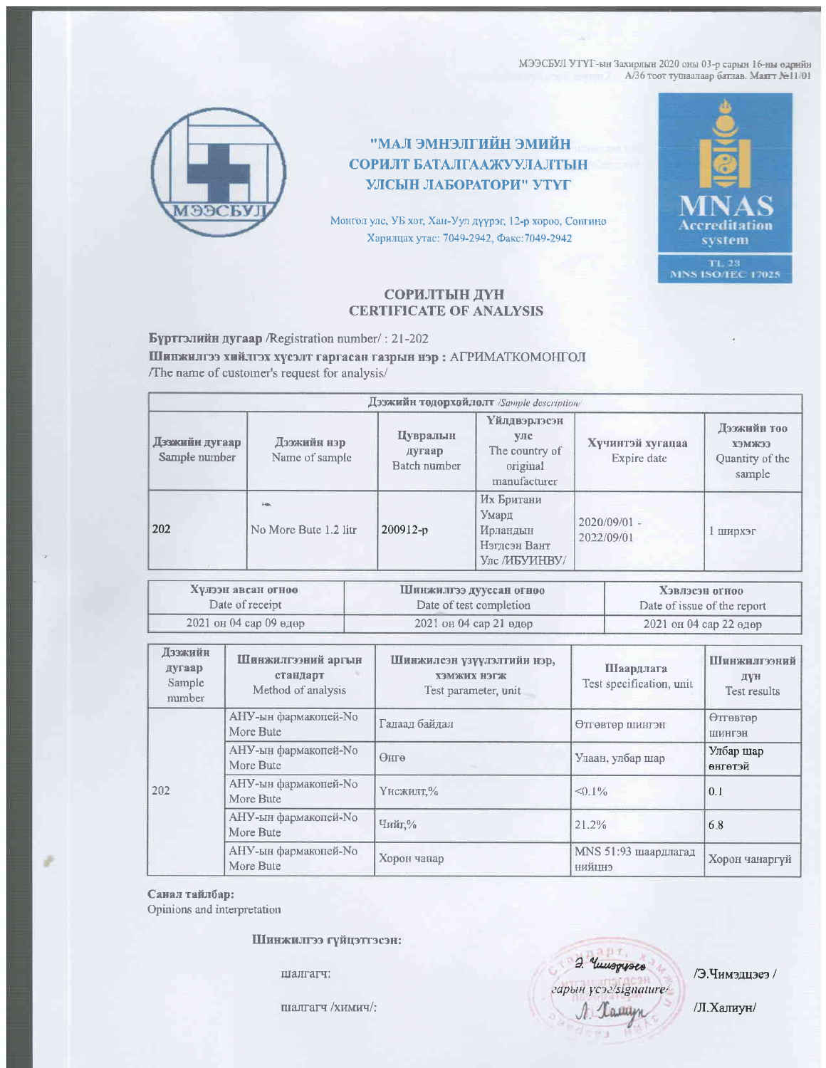МЭЭСБУЛ УТҮГ-ын Захирлын 2020 оны 03-р сарын 16-ны өдрийн А/36 тоот тушаалаар батлав. Маягт №11/01

## "МАЛ ЭМНЭЛГИЙН ЭМИЙН СОРИЛТ БАТАЛГААЖУУЛАЛТЫН УЛСЫН ЛАБОРАТОРИ" УТҮГ

Монгол улс, УБ хот, Хан-Уул дүүрэг, 12-р хороо, Сонгино
Харилцах утас: 7049-2942, Факс:7049-2942

MNAS Accreditation system
TL 23
MNS ISO/IEC 17025

# СОРИЛТЫН ДҮН
# CERTIFICATE OF ANALYSIS

**Бүртгэлийн дугаар** /Registration number/ : 21-202

**Шинжилгээ хийлгэх хүсэлт гаргасан газрын нэр :** АГРИМАТКОМОНГОЛ
/The name of customer's request for analysis/

| **Дээжийн тодорхойлолт** /Sample description/ | | | | | |
|---|---|---|---|---|---|
| **Дээжийн дугаар** Sample number | **Дээжийн нэр** Name of sample | **Цувралын дугаар** Batch number | **Үйлдвэрлэсэн улс** The country of original manufacturer | **Хүчинтэй хугацаа** Expire date | **Дээжийн тоо хэмжээ** Quantity of the sample |
| 202 | No More Bute 1.2 litr | 200912-р | Их Британи Умард Ирландын Нэгдсэн Вант Улс /ИБУИНВУ/ | 2020/09/01 - 2022/09/01 | 1 ширхэг |

| **Хүлээн авсан огноо** Date of receipt | **Шинжилгээ дууссан огноо** Date of test completion | **Хэвлэсэн огноо** Date of issue of the report |
|---|---|---|
| 2021 он 04 сар 09 өдөр | 2021 он 04 сар 21 өдөр | 2021 он 04 сар 22 өдөр |

| **Дээжийн дугаар** Sample number | **Шинжилгээний аргын стандарт** Method of analysis | **Шинжилсэн үзүүлэлтийн нэр, хэмжих нэгж** Test parameter, unit | **Шаардлага** Test specification, unit | **Шинжилгээний дүн** Test results |
|---|---|---|---|---|
| 202 | АНУ-ын фармакопей-No More Bute | Гадаад байдал | Өтгөвтөр шингэн | Өтгөвтөр шингэн |
| | АНУ-ын фармакопей-No More Bute | Өнгө | Улаан, улбар шар | Улбар шар өнгөтэй |
| | АНУ-ын фармакопей-No More Bute | Үнсжилт,% | <0.1% | 0.1 |
| | АНУ-ын фармакопей-No More Bute | Чийг,% | 21.2% | 6.8 |
| | АНУ-ын фармакопей-No More Bute | Хорон чанар | MNS 51:93 шаардлагад нийцнэ | Хорон чанаргүй |

**Санал тайлбар:**
Opinions and interpretation

**Шинжилгээ гүйцэтгэсэн:**

шалгагч: гарын үсэг/signature/ /Э.Чимэдцэгээ/

шалгагч /химич/: /Л.Халиун/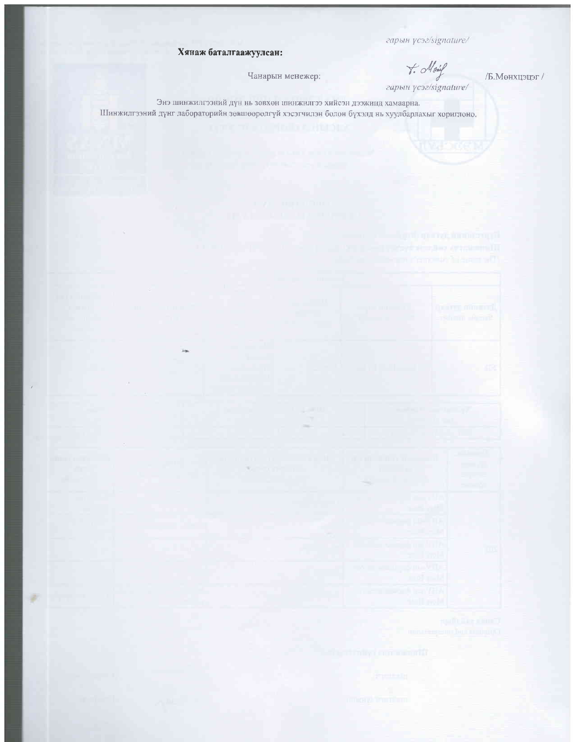*гарын үсэг/signature/*

**Хянаж баталгаажуулсан:**

Чанарын менежер: /Б.Мөнхцэцэг /

*гарын үсэг/signature/*

Энэ шинжилгээний дүн нь зөвхөн шинжилгээ хийсэн дээжинд хамаарна.
Шинжилгээний дүнг лабораторийн зөвшөөрөлгүй хэсэгчилэн болон бүхэлд нь хуулбарлахыг хориглоно.